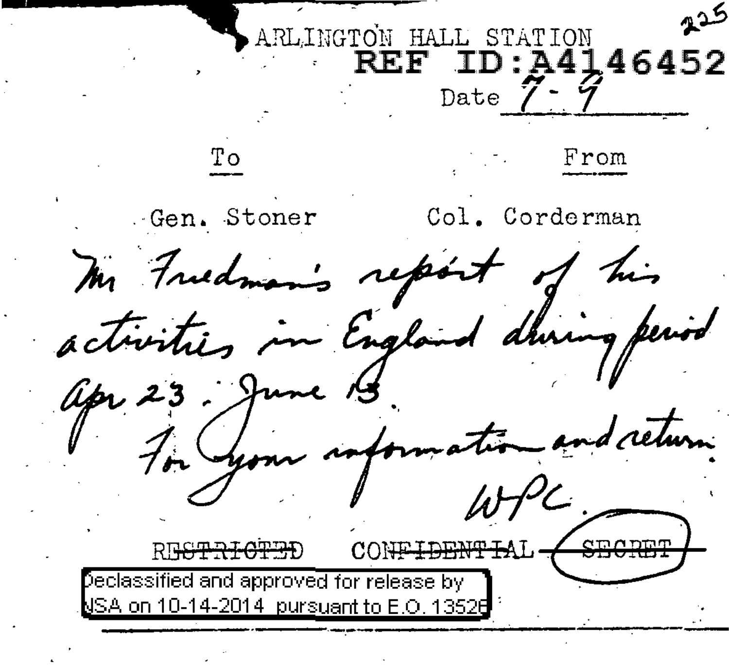ARLINGTON HALL STATION

REF ID:A4146452

225

Date 7-9

| To | From |
|---|---|
| Gen. Stoner | Col. Corderman |

Mr Friedman's report of his activities in England during period Apr 23 - June 13.

For your information and return.

WPC.

~~RESTRICTED~~ ~~CONFIDENTIAL~~ ~~SECRET~~

Declassified and approved for release by NSA on 10-14-2014 pursuant to E.O. 13526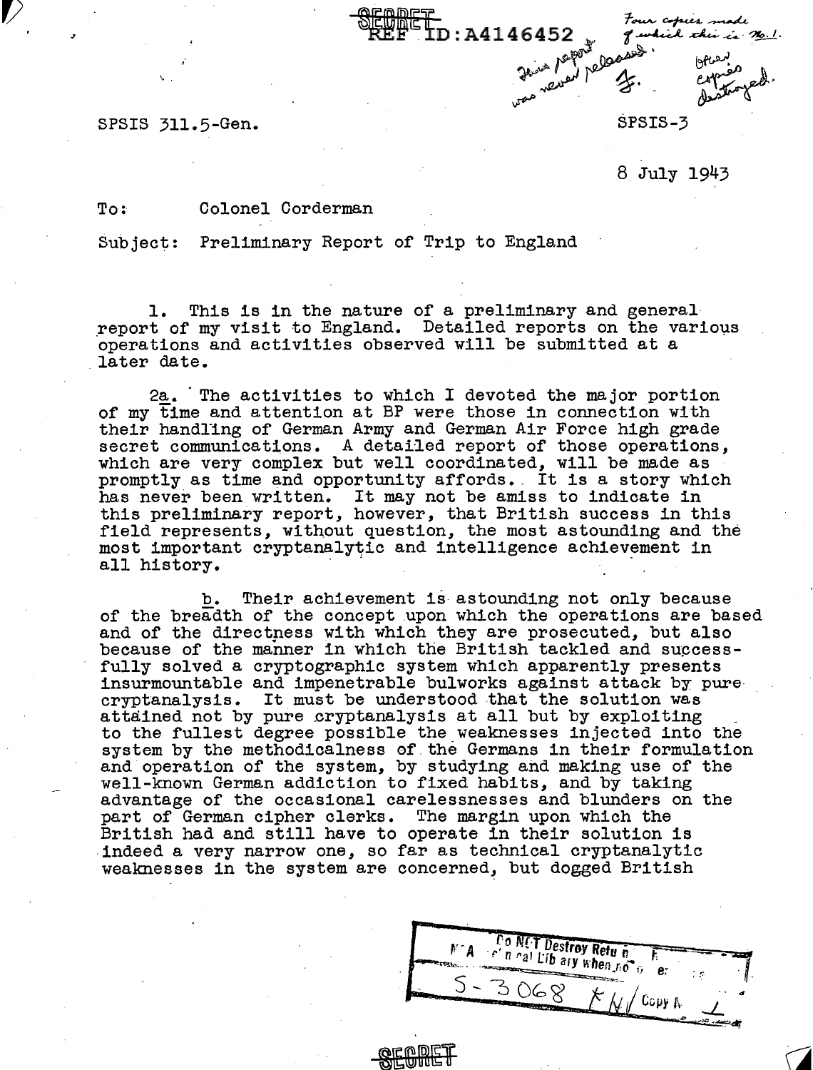SECRET

REF ID:A4146452

Four copies made of which this is No. 1.

This report was never released. F.

Other copies destroyed.

SPSIS 311.5-Gen.

SPSIS-3

8 July 1943

To: Colonel Corderman

Subject: Preliminary Report of Trip to England

1. This is in the nature of a preliminary and general report of my visit to England. Detailed reports on the various operations and activities observed will be submitted at a later date.

2a. The activities to which I devoted the major portion of my time and attention at BP were those in connection with their handling of German Army and German Air Force high grade secret communications. A detailed report of those operations, which are very complex but well coordinated, will be made as promptly as time and opportunity affords. It is a story which has never been written. It may not be amiss to indicate in this preliminary report, however, that British success in this field represents, without question, the most astounding and the most important cryptanalytic and intelligence achievement in all history.

b. Their achievement is astounding not only because of the breadth of the concept upon which the operations are based and of the directness with which they are prosecuted, but also because of the manner in which the British tackled and successfully solved a cryptographic system which apparently presents insurmountable and impenetrable bulwarks against attack by pure cryptanalysis. It must be understood that the solution was attained not by pure cryptanalysis at all but by exploiting to the fullest degree possible the weaknesses injected into the system by the methodicalness of the Germans in their formulation and operation of the system, by studying and making use of the well-known German addiction to fixed habits, and by taking advantage of the occasional carelessnesses and blunders on the part of German cipher clerks. The margin upon which the British had and still have to operate in their solution is indeed a very narrow one, so far as technical cryptanalytic weaknesses in the system are concerned, but dogged British

Do NOT Destroy Return to NSA Central Library when no longer needed

S-3068 KN Copy No. 1

SECRET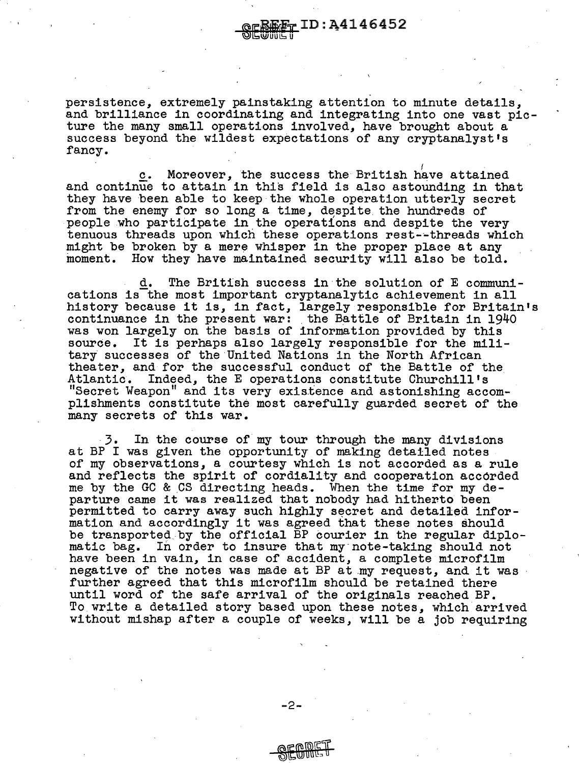persistence, extremely painstaking attention to minute details, and brilliance in coordinating and integrating into one vast picture the many small operations involved, have brought about a success beyond the wildest expectations of any cryptanalyst's fancy.

c. Moreover, the success the British have attained and continue to attain in this field is also astounding in that they have been able to keep the whole operation utterly secret from the enemy for so long a time, despite the hundreds of people who participate in the operations and despite the very tenuous threads upon which these operations rest--threads which might be broken by a mere whisper in the proper place at any moment. How they have maintained security will also be told.

d. The British success in the solution of E communications is the most important cryptanalytic achievement in all history because it is, in fact, largely responsible for Britain's continuance in the present war: the Battle of Britain in 1940 was won largely on the basis of information provided by this source. It is perhaps also largely responsible for the military successes of the United Nations in the North African theater, and for the successful conduct of the Battle of the Atlantic. Indeed, the E operations constitute Churchill's "Secret Weapon" and its very existence and astonishing accomplishments constitute the most carefully guarded secret of the many secrets of this war.

3. In the course of my tour through the many divisions at BP I was given the opportunity of making detailed notes of my observations, a courtesy which is not accorded as a rule and reflects the spirit of cordiality and cooperation accorded me by the GC & CS directing heads. When the time for my departure came it was realized that nobody had hitherto been permitted to carry away such highly secret and detailed information and accordingly it was agreed that these notes should be transported by the official BP courier in the regular diplomatic bag. In order to insure that my note-taking should not have been in vain, in case of accident, a complete microfilm negative of the notes was made at BP at my request, and it was further agreed that this microfilm should be retained there until word of the safe arrival of the originals reached BP. To write a detailed story based upon these notes, which arrived without mishap after a couple of weeks, will be a job requiring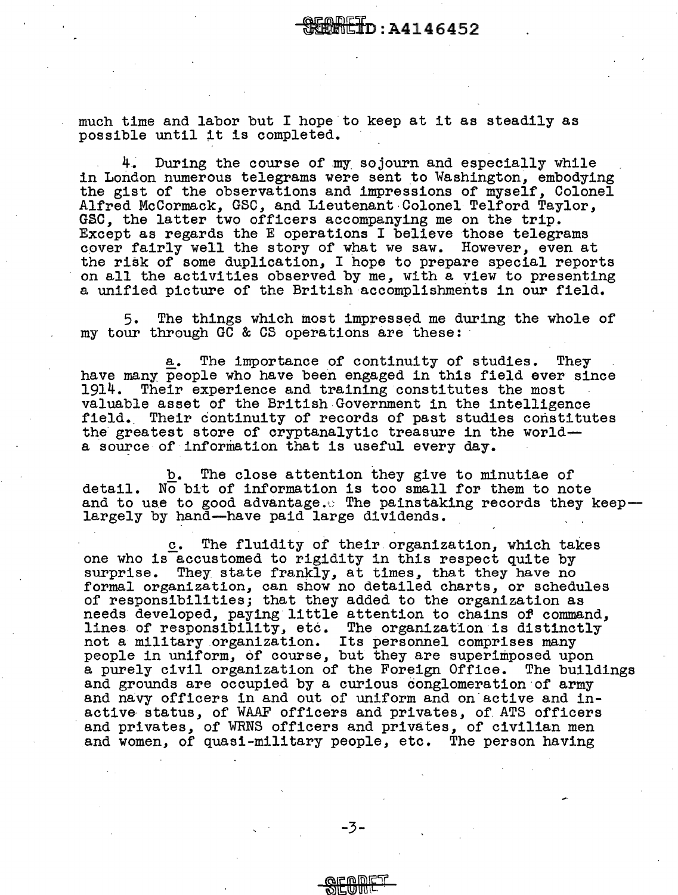much time and labor but I hope to keep at it as steadily as possible until it is completed.

4. During the course of my sojourn and especially while in London numerous telegrams were sent to Washington, embodying the gist of the observations and impressions of myself, Colonel Alfred McCormack, GSC, and Lieutenant Colonel Telford Taylor, GSC, the latter two officers accompanying me on the trip. Except as regards the E operations I believe those telegrams cover fairly well the story of what we saw. However, even at the risk of some duplication, I hope to prepare special reports on all the activities observed by me, with a view to presenting a unified picture of the British accomplishments in our field.

5. The things which most impressed me during the whole of my tour through GC & CS operations are these:

<u>a</u>. The importance of continuity of studies. They have many people who have been engaged in this field ever since 1914. Their experience and training constitutes the most valuable asset of the British Government in the intelligence field. Their continuity of records of past studies constitutes the greatest store of cryptanalytic treasure in the world—a source of information that is useful every day.

<u>b</u>. The close attention they give to minutiae of detail. No bit of information is too small for them to note and to use to good advantage. The painstaking records they keep—largely by hand—have paid large dividends.

<u>c</u>. The fluidity of their organization, which takes one who is accustomed to rigidity in this respect quite by surprise. They state frankly, at times, that they have no formal organization, can show no detailed charts, or schedules of responsibilities; that they added to the organization as needs developed, paying little attention to chains of command, lines of responsibility, etc. The organization is distinctly not a military organization. Its personnel comprises many people in uniform, of course, but they are superimposed upon a purely civil organization of the Foreign Office. The buildings and grounds are occupied by a curious conglomeration of army and navy officers in and out of uniform and on active and inactive status, of WAAF officers and privates, of ATS officers and privates, of WRNS officers and privates, of civilian men and women, of quasi-military people, etc. The person having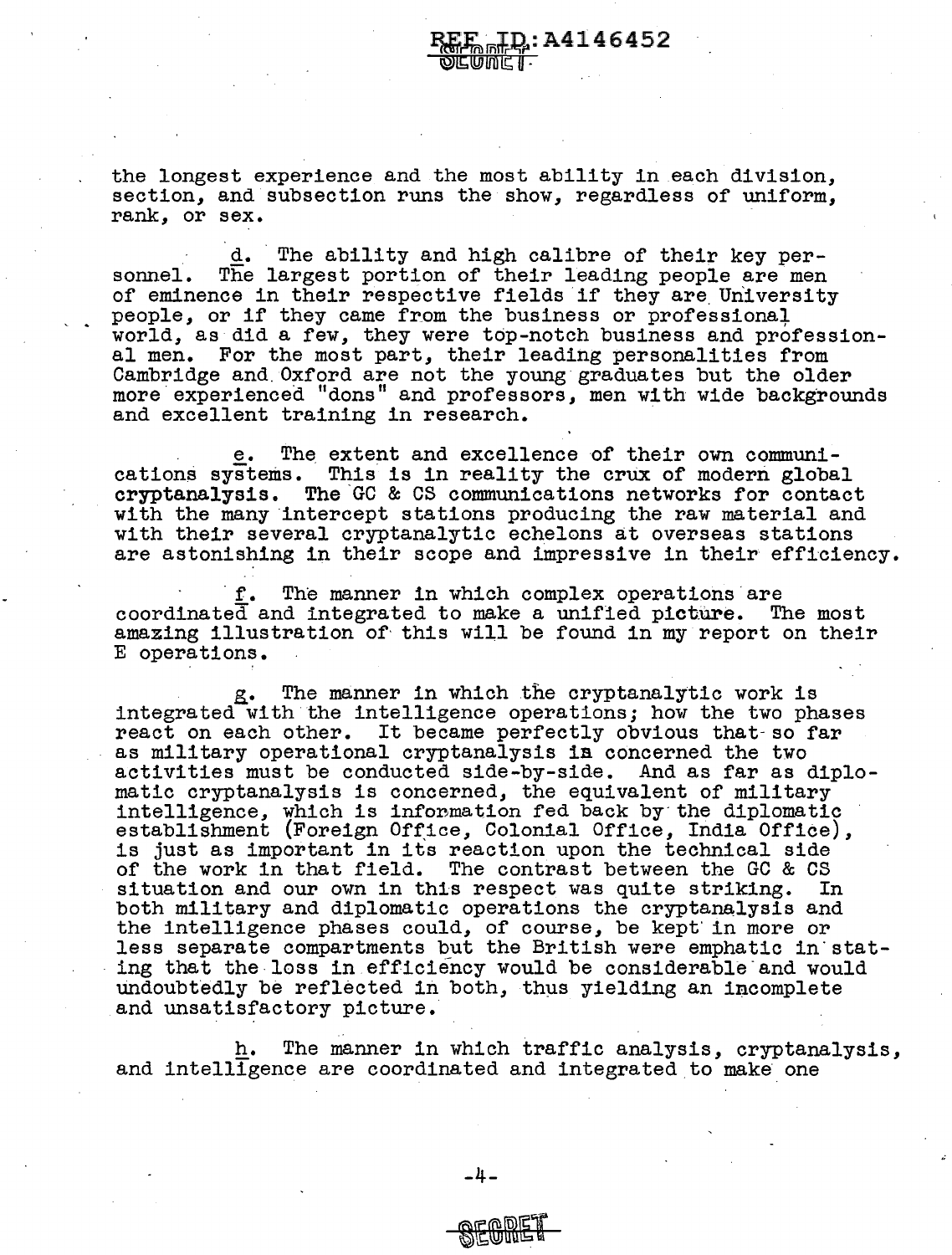the longest experience and the most ability in each division, section, and subsection runs the show, regardless of uniform, rank, or sex.

d. The ability and high calibre of their key personnel. The largest portion of their leading people are men of eminence in their respective fields if they are University people, or if they came from the business or professional world, as did a few, they were top-notch business and professional men. For the most part, their leading personalities from Cambridge and Oxford are not the young graduates but the older more experienced "dons" and professors, men with wide backgrounds and excellent training in research.

e. The extent and excellence of their own communications systems. This is in reality the crux of modern global cryptanalysis. The GC & CS communications networks for contact with the many intercept stations producing the raw material and with their several cryptanalytic echelons at overseas stations are astonishing in their scope and impressive in their efficiency.

f. The manner in which complex operations are coordinated and integrated to make a unified picture. The most amazing illustration of this will be found in my report on their E operations.

g. The manner in which the cryptanalytic work is integrated with the intelligence operations; how the two phases react on each other. It became perfectly obvious that so far as military operational cryptanalysis is concerned the two activities must be conducted side-by-side. And as far as diplomatic cryptanalysis is concerned, the equivalent of military intelligence, which is information fed back by the diplomatic establishment (Foreign Office, Colonial Office, India Office), is just as important in its reaction upon the technical side of the work in that field. The contrast between the GC & CS situation and our own in this respect was quite striking. In both military and diplomatic operations the cryptanalysis and the intelligence phases could, of course, be kept in more or less separate compartments but the British were emphatic in stating that the loss in efficiency would be considerable and would undoubtedly be reflected in both, thus yielding an incomplete and unsatisfactory picture.

h. The manner in which traffic analysis, cryptanalysis, and intelligence are coordinated and integrated to make one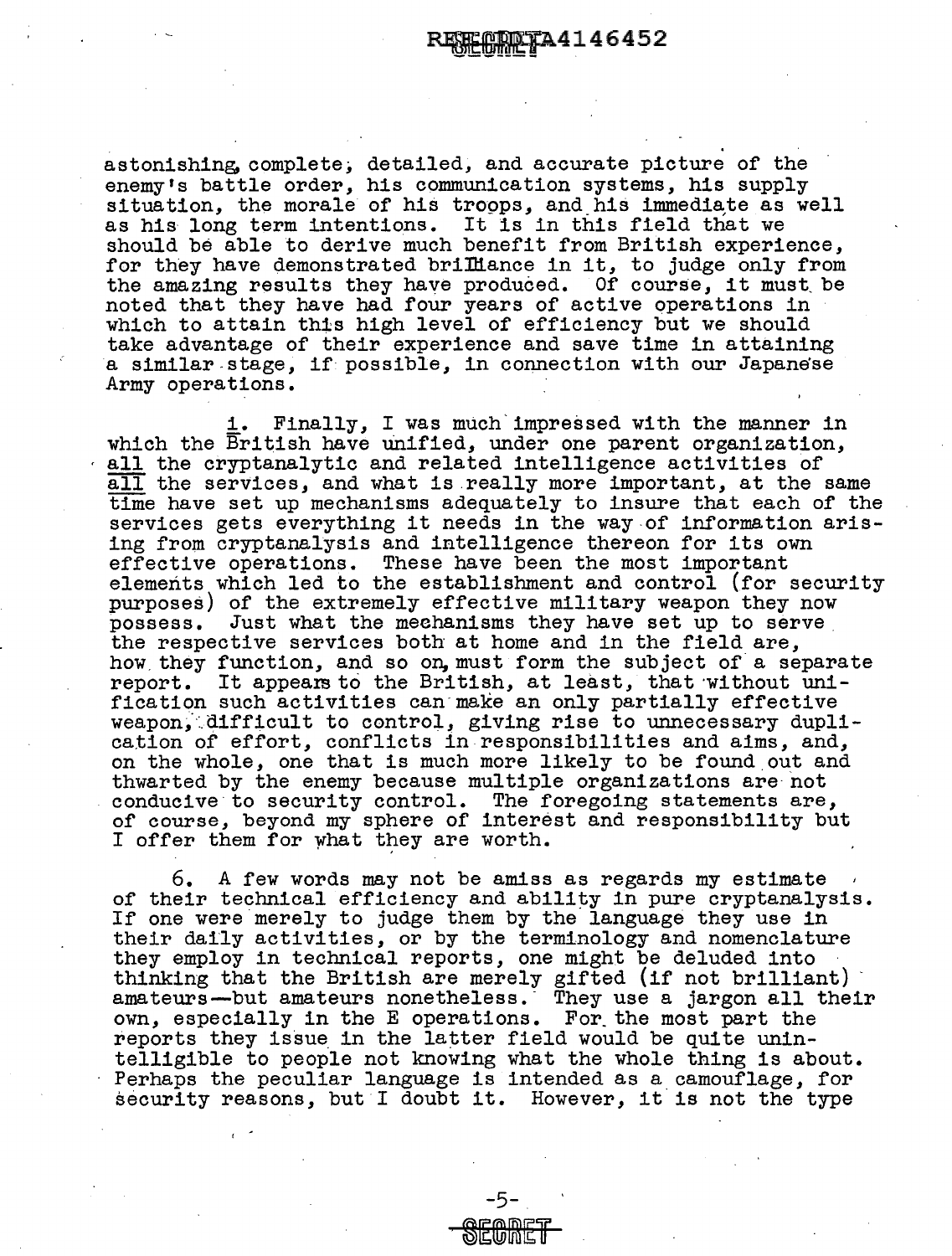astonishing, complete, detailed, and accurate picture of the enemy's battle order, his communication systems, his supply situation, the morale of his troops, and his immediate as well as his long term intentions. It is in this field that we should be able to derive much benefit from British experience, for they have demonstrated brilliance in it, to judge only from the amazing results they have produced. Of course, it must be noted that they have had four years of active operations in which to attain this high level of efficiency but we should take advantage of their experience and save time in attaining a similar stage, if possible, in connection with our Japanese Army operations.

i. Finally, I was much impressed with the manner in which the British have unified, under one parent organization, all the cryptanalytic and related intelligence activities of all the services, and what is really more important, at the same time have set up mechanisms adequately to insure that each of the services gets everything it needs in the way of information arising from cryptanalysis and intelligence thereon for its own effective operations. These have been the most important elements which led to the establishment and control (for security purposes) of the extremely effective military weapon they now possess. Just what the mechanisms they have set up to serve the respective services both at home and in the field are, how they function, and so on, must form the subject of a separate report. It appears to the British, at least, that without unification such activities can make an only partially effective weapon, difficult to control, giving rise to unnecessary duplication of effort, conflicts in responsibilities and aims, and, on the whole, one that is much more likely to be found out and thwarted by the enemy because multiple organizations are not conducive to security control. The foregoing statements are, of course, beyond my sphere of interest and responsibility but I offer them for what they are worth.

6. A few words may not be amiss as regards my estimate of their technical efficiency and ability in pure cryptanalysis. If one were merely to judge them by the language they use in their daily activities, or by the terminology and nomenclature they employ in technical reports, one might be deluded into thinking that the British are merely gifted (if not brilliant) amateurs—but amateurs nonetheless. They use a jargon all their own, especially in the E operations. For the most part the reports they issue in the latter field would be quite unintelligible to people not knowing what the whole thing is about. Perhaps the peculiar language is intended as a camouflage, for security reasons, but I doubt it. However, it is not the type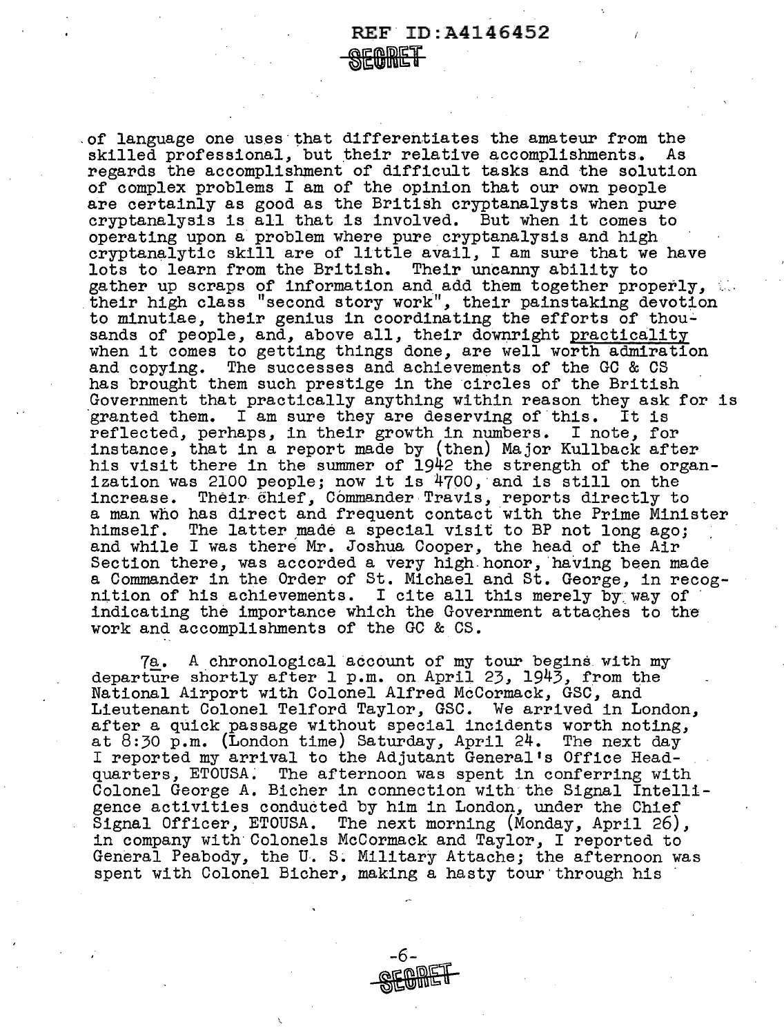of language one uses that differentiates the amateur from the skilled professional, but their relative accomplishments. As regards the accomplishment of difficult tasks and the solution of complex problems I am of the opinion that our own people are certainly as good as the British cryptanalysts when pure cryptanalysis is all that is involved. But when it comes to operating upon a problem where pure cryptanalysis and high cryptanalytic skill are of little avail, I am sure that we have lots to learn from the British. Their uncanny ability to gather up scraps of information and add them together properly, their high class "second story work", their painstaking devotion to minutiae, their genius in coordinating the efforts of thousands of people, and, above all, their downright practicality when it comes to getting things done, are well worth admiration and copying. The successes and achievements of the GC & CS has brought them such prestige in the circles of the British Government that practically anything within reason they ask for is granted them. I am sure they are deserving of this. It is reflected, perhaps, in their growth in numbers. I note, for instance, that in a report made by (then) Major Kullback after his visit there in the summer of 1942 the strength of the organization was 2100 people; now it is 4700, and is still on the increase. Their chief, Commander Travis, reports directly to a man who has direct and frequent contact with the Prime Minister himself. The latter made a special visit to BP not long ago; and while I was there Mr. Joshua Cooper, the head of the Air Section there, was accorded a very high honor, having been made a Commander in the Order of St. Michael and St. George, in recognition of his achievements. I cite all this merely by way of indicating the importance which the Government attaches to the work and accomplishments of the GC & CS.

7a. A chronological account of my tour begins with my departure shortly after 1 p.m. on April 23, 1943, from the National Airport with Colonel Alfred McCormack, GSC, and Lieutenant Colonel Telford Taylor, GSC. We arrived in London, after a quick passage without special incidents worth noting, at 8:30 p.m. (London time) Saturday, April 24. The next day I reported my arrival to the Adjutant General's Office Headquarters, ETOUSA. The afternoon was spent in conferring with Colonel George A. Bicher in connection with the Signal Intelligence activities conducted by him in London, under the Chief Signal Officer, ETOUSA. The next morning (Monday, April 26), in company with Colonels McCormack and Taylor, I reported to General Peabody, the U. S. Military Attache; the afternoon was spent with Colonel Bicher, making a hasty tour through his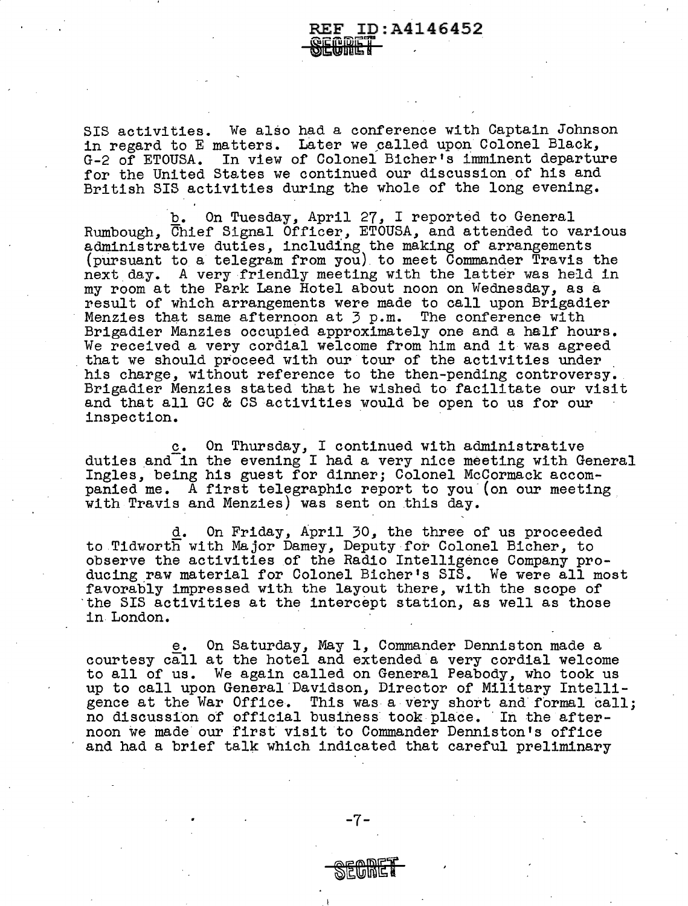SIS activities. We also had a conference with Captain Johnson in regard to E matters. Later we called upon Colonel Black, G-2 of ETOUSA. In view of Colonel Bicher's imminent departure for the United States we continued our discussion of his and British SIS activities during the whole of the long evening.

b. On Tuesday, April 27, I reported to General Rumbough, Chief Signal Officer, ETOUSA, and attended to various administrative duties, including the making of arrangements (pursuant to a telegram from you) to meet Commander Travis the next day. A very friendly meeting with the latter was held in my room at the Park Lane Hotel about noon on Wednesday, as a result of which arrangements were made to call upon Brigadier Menzies that same afternoon at 3 p.m. The conference with Brigadier Manzies occupied approximately one and a half hours. We received a very cordial welcome from him and it was agreed that we should proceed with our tour of the activities under his charge, without reference to the then-pending controversy. Brigadier Menzies stated that he wished to facilitate our visit and that all GC & CS activities would be open to us for our inspection.

c. On Thursday, I continued with administrative duties and in the evening I had a very nice meeting with General Ingles, being his guest for dinner; Colonel McCormack accompanied me. A first telegraphic report to you (on our meeting with Travis and Menzies) was sent on this day.

d. On Friday, April 30, the three of us proceeded to Tidworth with Major Damey, Deputy for Colonel Bicher, to observe the activities of the Radio Intelligence Company producing raw material for Colonel Bicher's SIS. We were all most favorably impressed with the layout there, with the scope of the SIS activities at the intercept station, as well as those in London.

e. On Saturday, May 1, Commander Denniston made a courtesy call at the hotel and extended a very cordial welcome to all of us. We again called on General Peabody, who took us up to call upon General Davidson, Director of Military Intelligence at the War Office. This was a very short and formal call; no discussion of official business took place. In the afternoon we made our first visit to Commander Denniston's office and had a brief talk which indicated that careful preliminary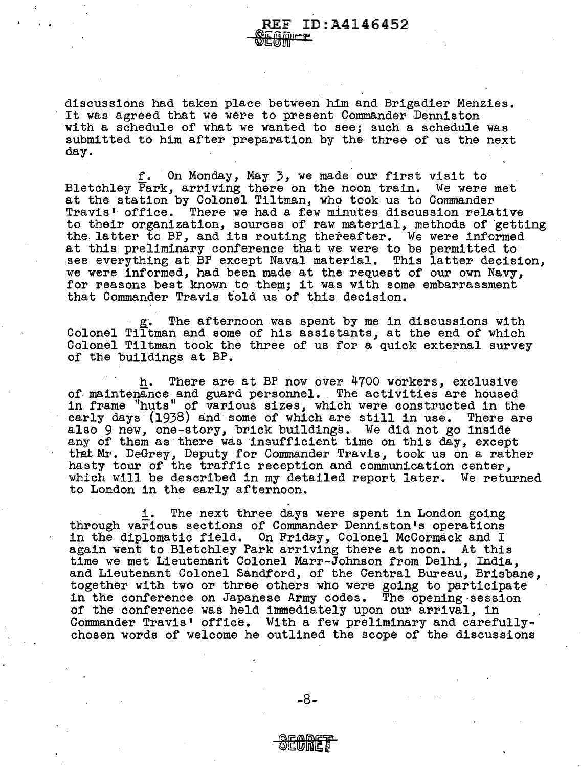discussions had taken place between him and Brigadier Menzies. It was agreed that we were to present Commander Denniston with a schedule of what we wanted to see; such a schedule was submitted to him after preparation by the three of us the next day.

f. On Monday, May 3, we made our first visit to Bletchley Park, arriving there on the noon train. We were met at the station by Colonel Tiltman, who took us to Commander Travis' office. There we had a few minutes discussion relative to their organization, sources of raw material, methods of getting the latter to BP, and its routing thereafter. We were informed at this preliminary conference that we were to be permitted to see everything at BP except Naval material. This latter decision, we were informed, had been made at the request of our own Navy, for reasons best known to them; it was with some embarrassment that Commander Travis told us of this decision.

g. The afternoon was spent by me in discussions with Colonel Tiltman and some of his assistants, at the end of which Colonel Tiltman took the three of us for a quick external survey of the buildings at BP.

h. There are at BP now over 4700 workers, exclusive of maintenance and guard personnel. The activities are housed in frame "huts" of various sizes, which were constructed in the early days (1938) and some of which are still in use. There are also 9 new, one-story, brick buildings. We did not go inside any of them as there was insufficient time on this day, except that Mr. DeGrey, Deputy for Commander Travis, took us on a rather hasty tour of the traffic reception and communication center, which will be described in my detailed report later. We returned to London in the early afternoon.

i. The next three days were spent in London going through various sections of Commander Denniston's operations in the diplomatic field. On Friday, Colonel McCormack and I again went to Bletchley Park arriving there at noon. At this time we met Lieutenant Colonel Marr-Johnson from Delhi, India, and Lieutenant Colonel Sandford, of the Central Bureau, Brisbane, together with two or three others who were going to participate in the conference on Japanese Army codes. The opening session of the conference was held immediately upon our arrival, in Commander Travis' office. With a few preliminary and carefully-chosen words of welcome he outlined the scope of the discussions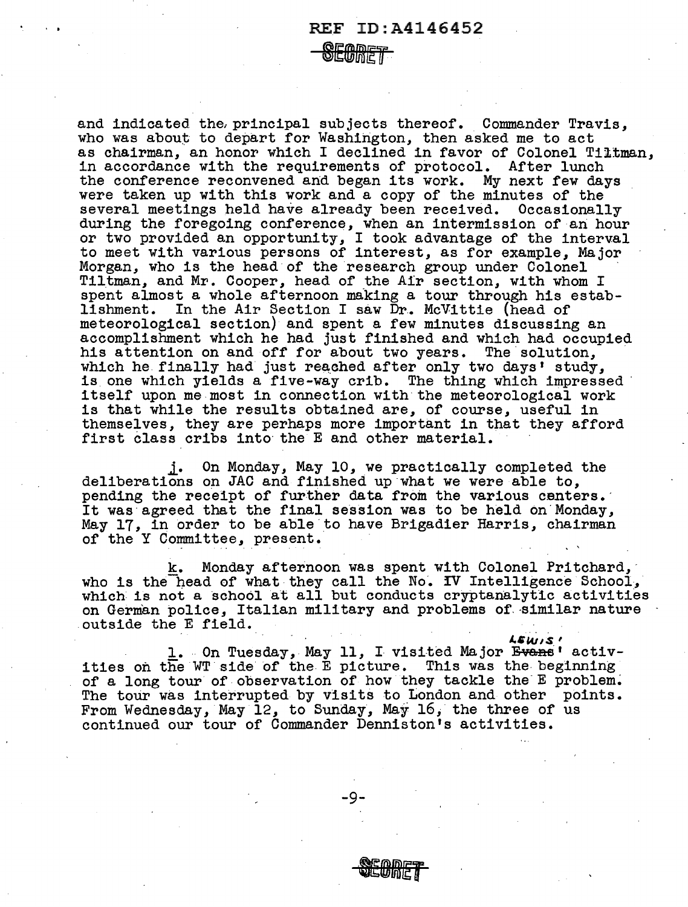and indicated the principal subjects thereof. Commander Travis, who was about to depart for Washington, then asked me to act as chairman, an honor which I declined in favor of Colonel Tiltman, in accordance with the requirements of protocol. After lunch the conference reconvened and began its work. My next few days were taken up with this work and a copy of the minutes of the several meetings held have already been received. Occasionally during the foregoing conference, when an intermission of an hour or two provided an opportunity, I took advantage of the interval to meet with various persons of interest, as for example, Major Morgan, who is the head of the research group under Colonel Tiltman, and Mr. Cooper, head of the Air section, with whom I spent almost a whole afternoon making a tour through his establishment. In the Air Section I saw Dr. McVittie (head of meteorological section) and spent a few minutes discussing an accomplishment which he had just finished and which had occupied his attention on and off for about two years. The solution, which he finally had just reached after only two days' study, is one which yields a five-way crib. The thing which impressed itself upon me most in connection with the meteorological work is that while the results obtained are, of course, useful in themselves, they are perhaps more important in that they afford first class cribs into the E and other material.

j. On Monday, May 10, we practically completed the deliberations on JAC and finished up what we were able to, pending the receipt of further data from the various centers. It was agreed that the final session was to be held on Monday, May 17, in order to be able to have Brigadier Harris, chairman of the Y Committee, present.

k. Monday afternoon was spent with Colonel Pritchard, who is the head of what they call the No. IV Intelligence School, which is not a school at all but conducts cryptanalytic activities on German police, Italian military and problems of similar nature outside the E field.

l. On Tuesday, May 11, I visited Major ~~Evans~~ Lewis' activities on the WT side of the E picture. This was the beginning of a long tour of observation of how they tackle the E problem. The tour was interrupted by visits to London and other points. From Wednesday, May 12, to Sunday, May 16, the three of us continued our tour of Commander Denniston's activities.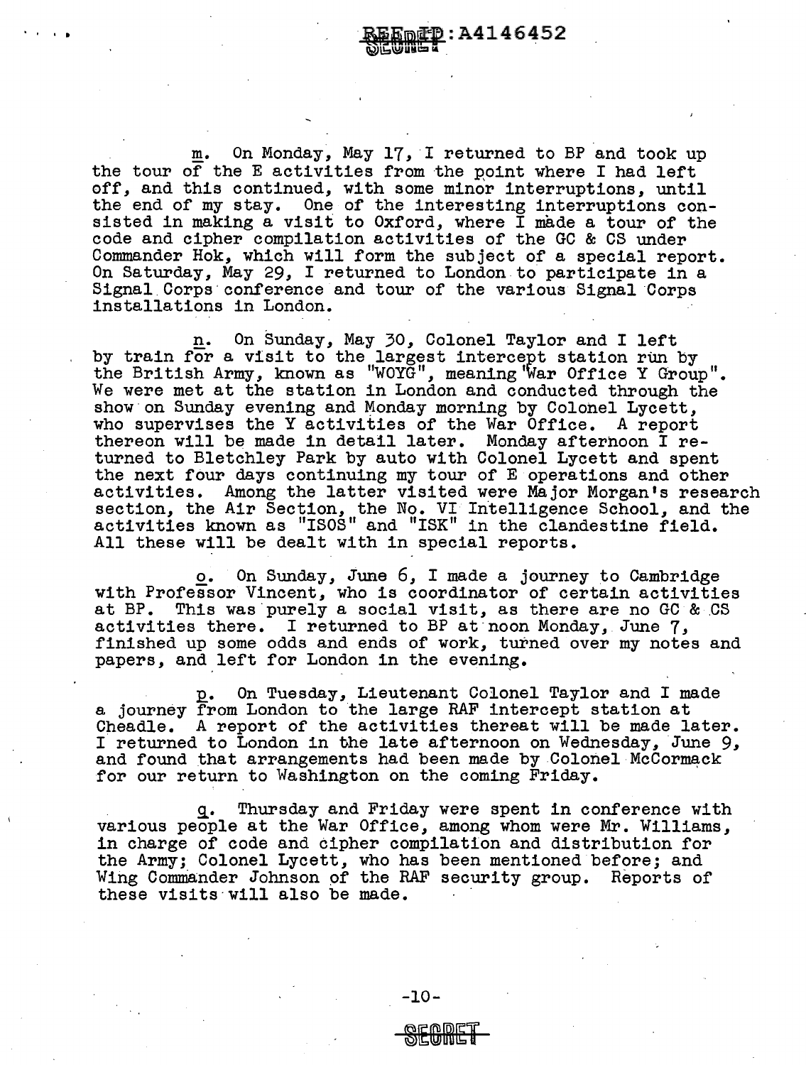m. On Monday, May 17, I returned to BP and took up the tour of the E activities from the point where I had left off, and this continued, with some minor interruptions, until the end of my stay. One of the interesting interruptions consisted in making a visit to Oxford, where I made a tour of the code and cipher compilation activities of the GC & CS under Commander Hok, which will form the subject of a special report. On Saturday, May 29, I returned to London to participate in a Signal Corps conference and tour of the various Signal Corps installations in London.

n. On Sunday, May 30, Colonel Taylor and I left by train for a visit to the largest intercept station run by the British Army, known as "WOYG", meaning "War Office Y Group". We were met at the station in London and conducted through the show on Sunday evening and Monday morning by Colonel Lycett, who supervises the Y activities of the War Office. A report thereon will be made in detail later. Monday afternoon I returned to Bletchley Park by auto with Colonel Lycett and spent the next four days continuing my tour of E operations and other activities. Among the latter visited were Major Morgan's research section, the Air Section, the No. VI Intelligence School, and the activities known as "ISOS" and "ISK" in the clandestine field. All these will be dealt with in special reports.

o. On Sunday, June 6, I made a journey to Cambridge with Professor Vincent, who is coordinator of certain activities at BP. This was purely a social visit, as there are no GC & CS activities there. I returned to BP at noon Monday, June 7, finished up some odds and ends of work, turned over my notes and papers, and left for London in the evening.

p. On Tuesday, Lieutenant Colonel Taylor and I made a journey from London to the large RAF intercept station at Cheadle. A report of the activities thereat will be made later. I returned to London in the late afternoon on Wednesday, June 9, and found that arrangements had been made by Colonel McCormack for our return to Washington on the coming Friday.

q. Thursday and Friday were spent in conference with various people at the War Office, among whom were Mr. Williams, in charge of code and cipher compilation and distribution for the Army; Colonel Lycett, who has been mentioned before; and Wing Commander Johnson of the RAF security group. Reports of these visits will also be made.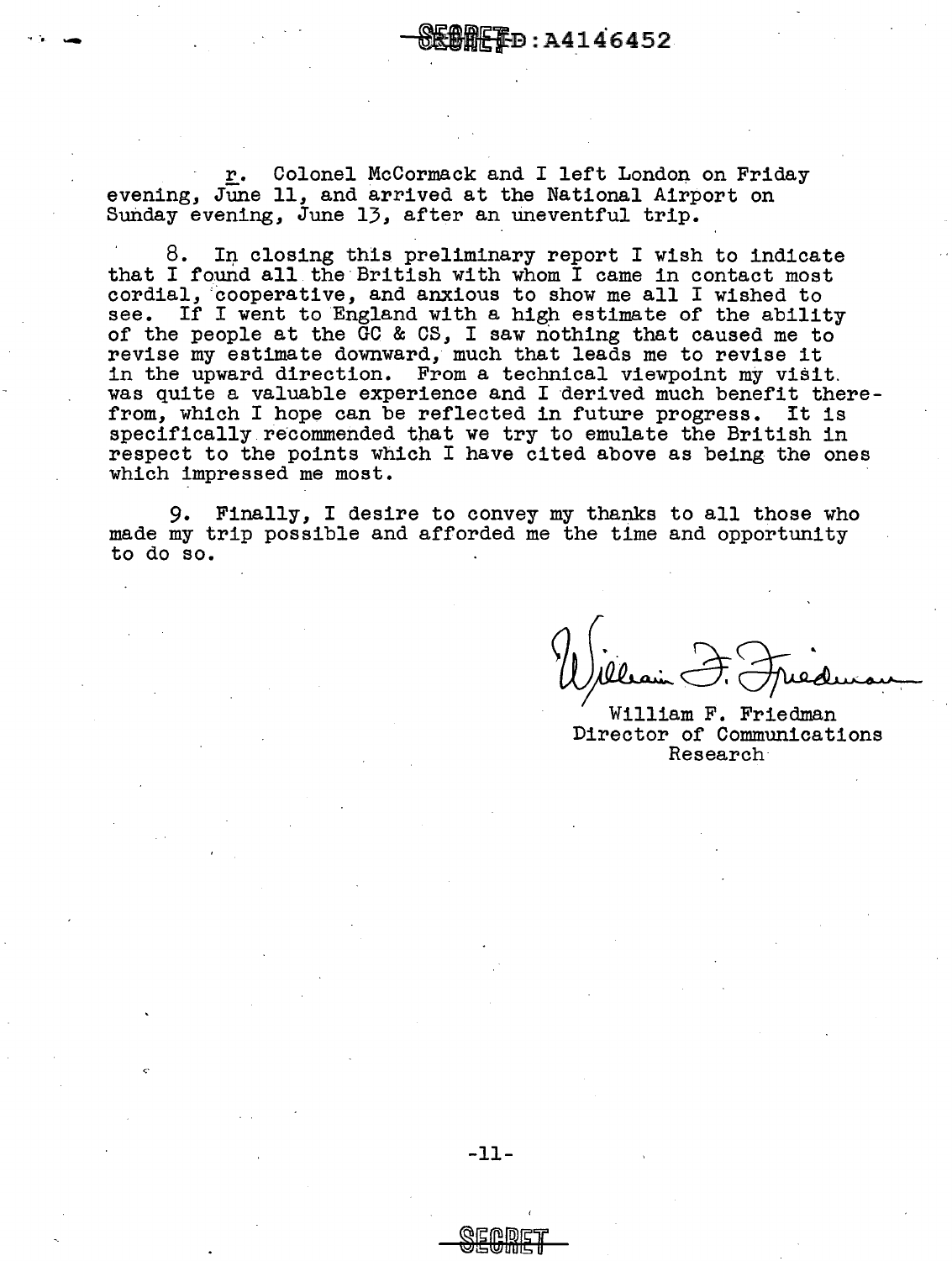r. Colonel McCormack and I left London on Friday evening, June 11, and arrived at the National Airport on Sunday evening, June 13, after an uneventful trip.

8. In closing this preliminary report I wish to indicate that I found all the British with whom I came in contact most cordial, cooperative, and anxious to show me all I wished to see. If I went to England with a high estimate of the ability of the people at the GC & CS, I saw nothing that caused me to revise my estimate downward, much that leads me to revise it in the upward direction. From a technical viewpoint my visit was quite a valuable experience and I derived much benefit therefrom, which I hope can be reflected in future progress. It is specifically recommended that we try to emulate the British in respect to the points which I have cited above as being the ones which impressed me most.

9. Finally, I desire to convey my thanks to all those who made my trip possible and afforded me the time and opportunity to do so.

William F. Friedman

William F. Friedman
Director of Communications Research